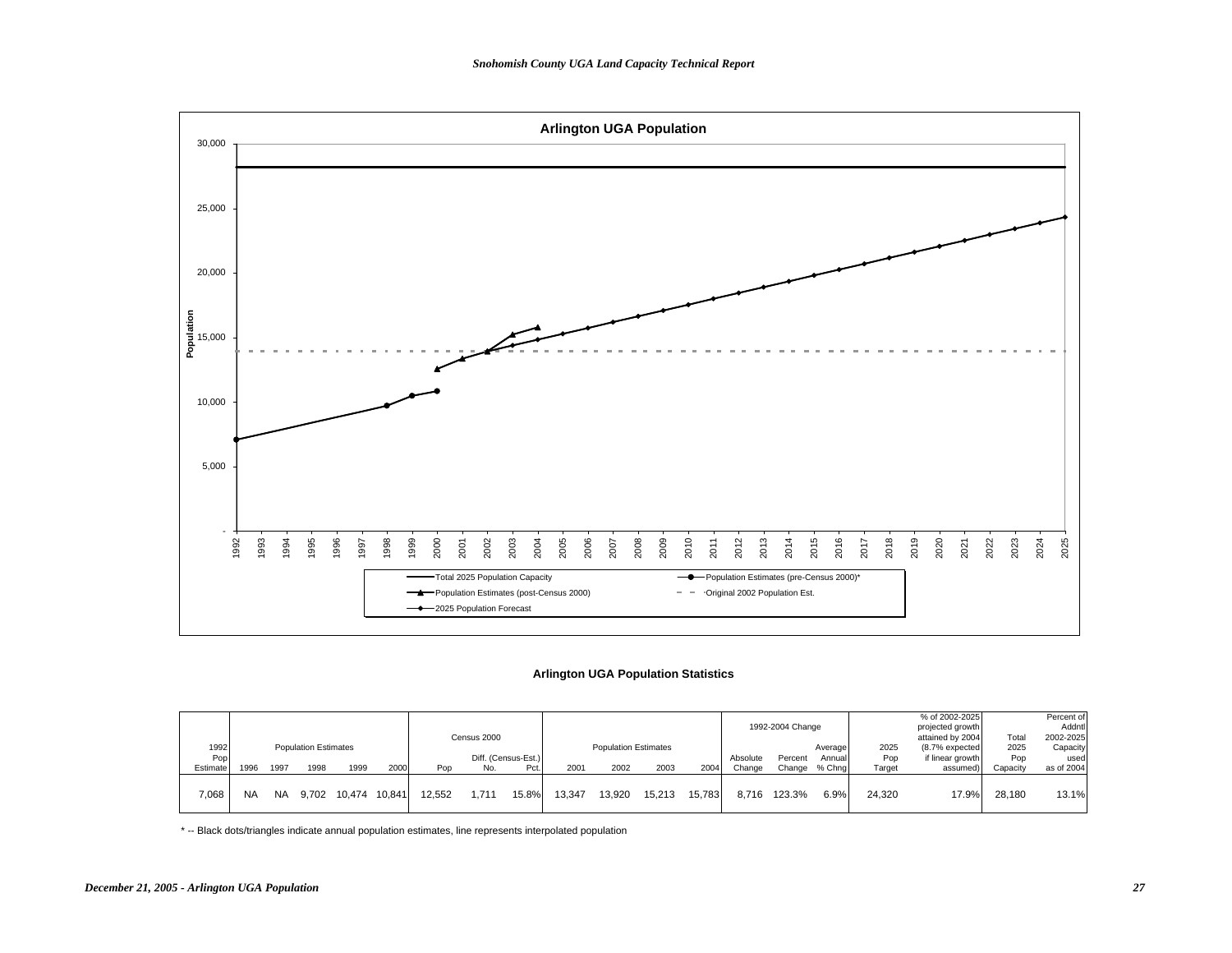## Arlington UGA Population

Population

- Total 2025 Population Capacity
- Population Estimates (pre-Census 2000)*
- Population Estimates (post-Census 2000)
- Original 2002 Population Est.
- 2025 Population Forecast

### Arlington UGA Population Statistics

| 1992 Pop Estimate | Population Estimates | | | | | Census 2000 | | | Population Estimates | | | | 1992-2004 Change | | | 2025 Pop Target | % of 2002-2025 projected growth attained by 2004 (8.7% expected if linear growth assumed) | Total 2025 Pop Capacity | Percent of Addntl 2002-2025 Capacity used as of 2004 |
|---|---|---|---|---|---|---|---|---|---|---|---|---|---|---|---|---|---|---|---|
| | 1996 | 1997 | 1998 | 1999 | 2000 | Pop | Diff. (Census-Est.) No. | Diff. (Census-Est.) Pct. | 2001 | 2002 | 2003 | 2004 | Absolute Change | Percent Change | Average Annual % Chng | | | | |
| 7,068 | NA | NA | 9,702 | 10,474 | 10,841 | 12,552 | 1,711 | 15.8% | 13,347 | 13,920 | 15,213 | 15,783 | 8,716 | 123.3% | 6.9% | 24,320 | 17.9% | 28,180 | 13.1% |

* -- Black dots/triangles indicate annual population estimates, line represents interpolated population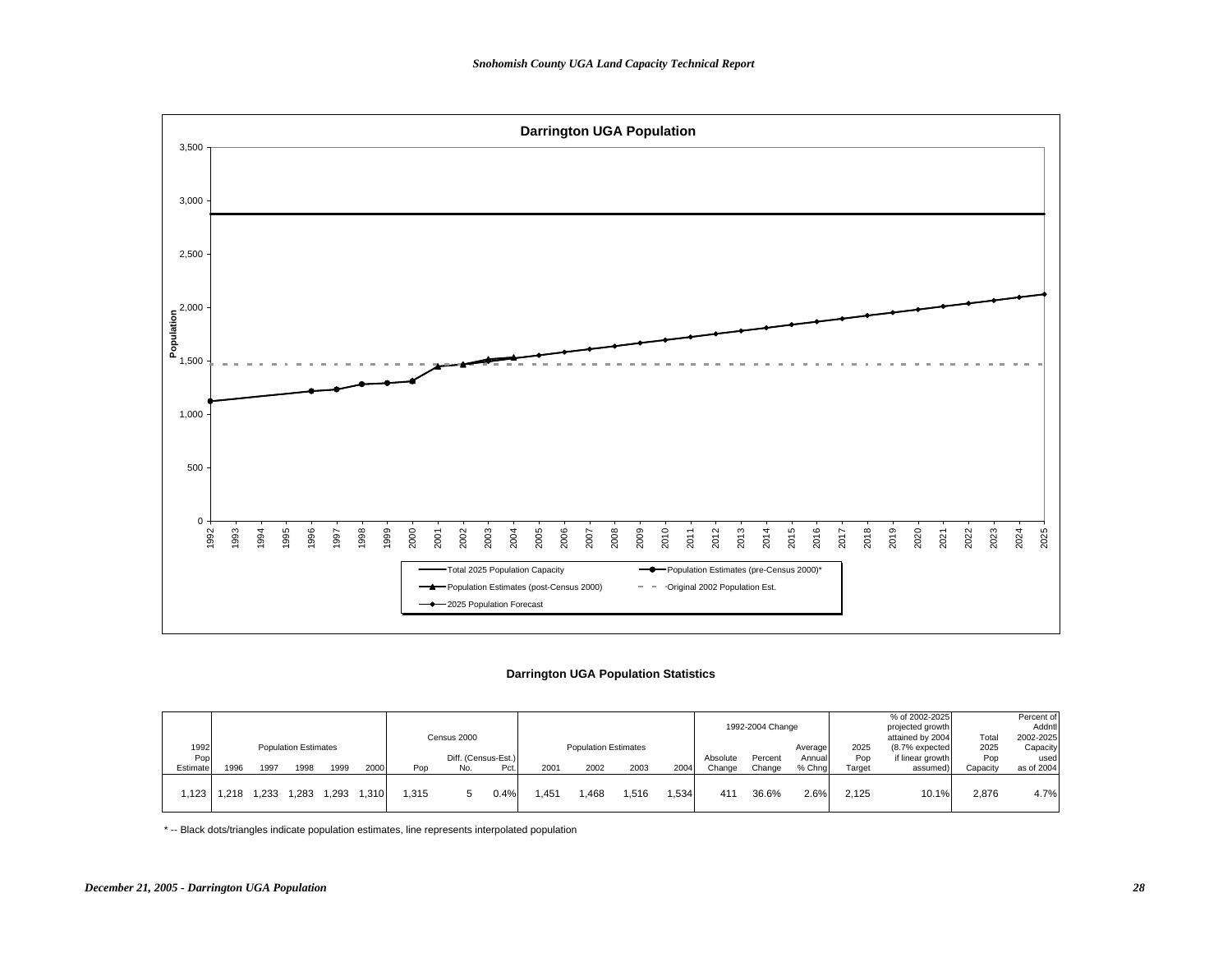## Darrington UGA Population

**Darrington UGA Population Statistics**

| 1992 Pop Estimate | Population Estimates 1996 | 1997 | 1998 | 1999 | 2000 | Census 2000 Pop | Diff. (Census-Est.) No. | Pct. | Population Estimates 2001 | 2002 | 2003 | 2004 | 1992-2004 Change Absolute Change | Percent Change | Average Annual % Chng | 2025 Pop Target | % of 2002-2025 projected growth attained by 2004 (8.7% expected if linear growth assumed) | Total 2025 Pop Capacity | Percent of Addntl 2002-2025 Capacity used as of 2004 |
|---|---|---|---|---|---|---|---|---|---|---|---|---|---|---|---|---|---|---|---|
| 1,123 | 1,218 | 1,233 | 1,283 | 1,293 | 1,310 | 1,315 | 5 | 0.4% | 1,451 | 1,468 | 1,516 | 1,534 | 411 | 36.6% | 2.6% | 2,125 | 10.1% | 2,876 | 4.7% |

* -- Black dots/triangles indicate population estimates, line represents interpolated population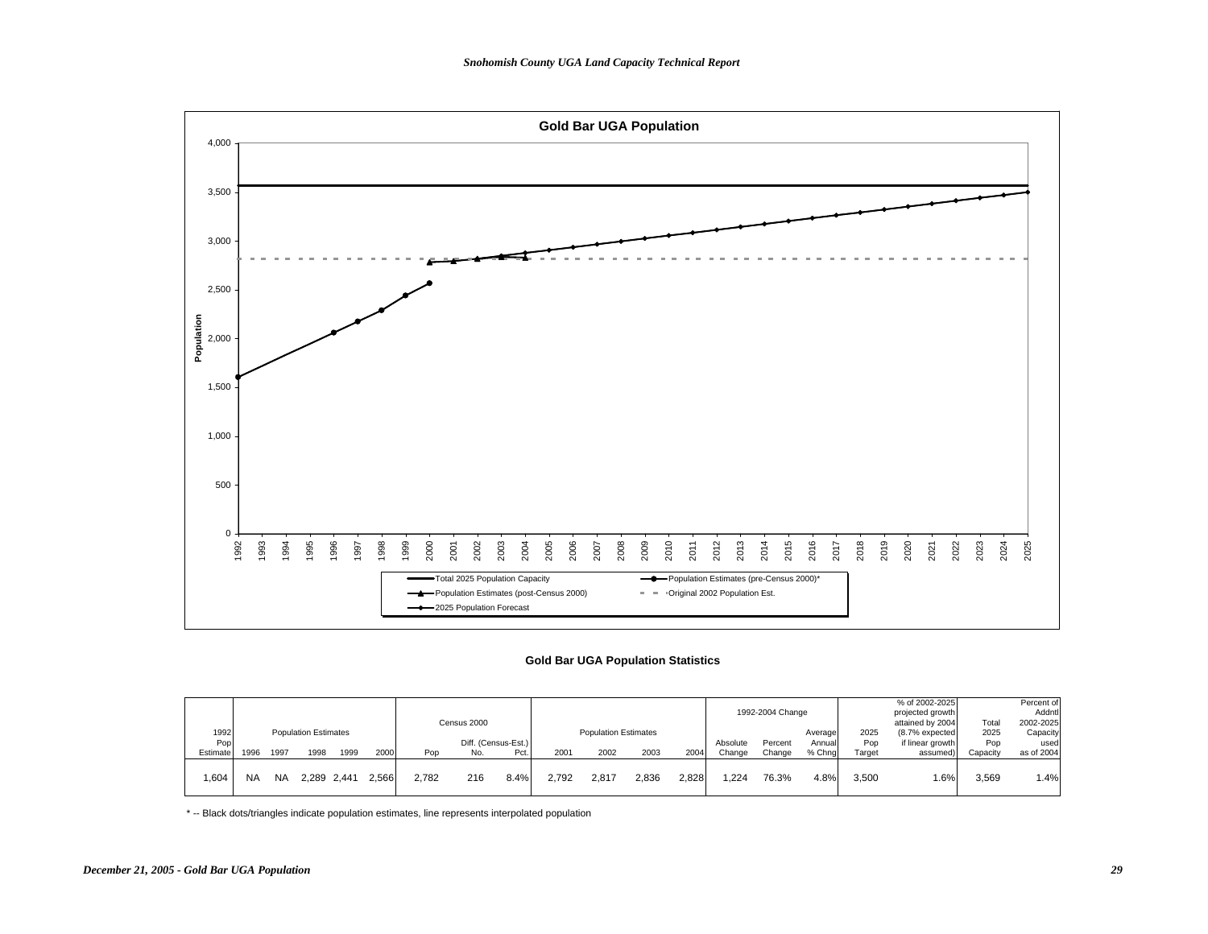## Gold Bar UGA Population

Population

4,000
3,500
3,000
2,500
2,000
1,500
1,000
500
0

1992 1993 1994 1995 1996 1997 1998 1999 2000 2001 2002 2003 2004 2005 2006 2007 2008 2009 2010 2011 2012 2013 2014 2015 2016 2017 2018 2019 2020 2021 2022 2023 2024 2025

- Total 2025 Population Capacity
- Population Estimates (pre-Census 2000)*
- Population Estimates (post-Census 2000)
- Original 2002 Population Est.
- 2025 Population Forecast

### Gold Bar UGA Population Statistics

| 1992 Pop Estimate | Population Estimates 1996 | 1997 | 1998 | 1999 | 2000 | Census 2000 Pop | Diff. (Census-Est.) No. | Pct. | Population Estimates 2001 | 2002 | 2003 | 2004 | 1992-2004 Change Absolute Change | Percent Change | Average Annual % Chng | 2025 Pop Target | % of 2002-2025 projected growth attained by 2004 (8.7% expected if linear growth assumed) | Total 2025 Pop Capacity | Percent of Addntl 2002-2025 Capacity used as of 2004 |
|---|---|---|---|---|---|---|---|---|---|---|---|---|---|---|---|---|---|---|---|
| 1,604 | NA | NA | 2,289 | 2,441 | 2,566 | 2,782 | 216 | 8.4% | 2,792 | 2,817 | 2,836 | 2,828 | 1,224 | 76.3% | 4.8% | 3,500 | 1.6% | 3,569 | 1.4% |

* -- Black dots/triangles indicate population estimates, line represents interpolated population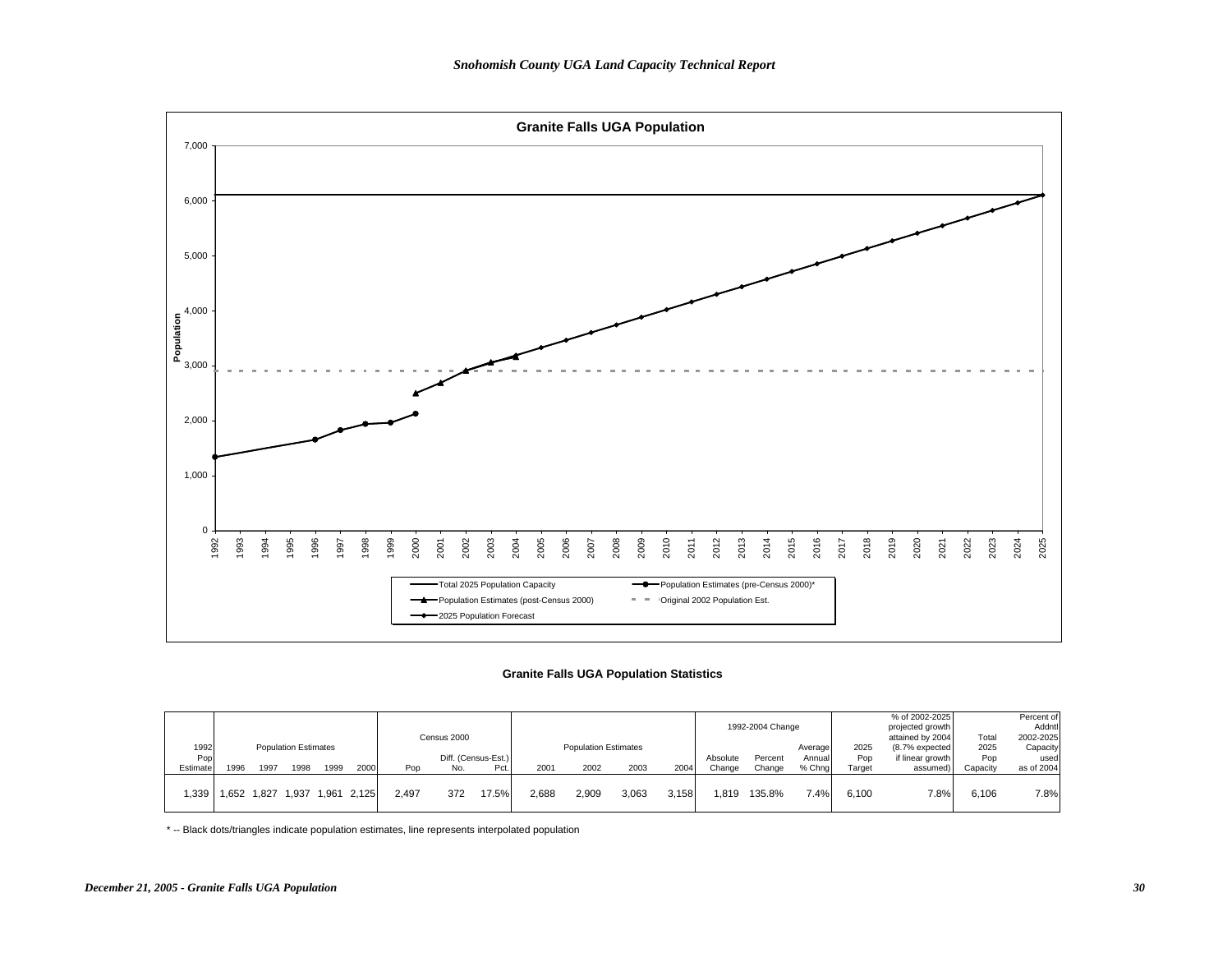## Granite Falls UGA Population

Population

7,000
6,000
5,000
4,000
3,000
2,000
1,000
0

1992 1993 1994 1995 1996 1997 1998 1999 2000 2001 2002 2003 2004 2005 2006 2007 2008 2009 2010 2011 2012 2013 2014 2015 2016 2017 2018 2019 2020 2021 2022 2023 2024 2025

Total 2025 Population Capacity
Population Estimates (pre-Census 2000)*
Population Estimates (post-Census 2000)
Original 2002 Population Est.
2025 Population Forecast

### Granite Falls UGA Population Statistics

| 1992 Pop Estimate | Population Estimates | | | | | Census 2000 | | | Population Estimates | | | | 1992-2004 Change | | | 2025 Pop Target | % of 2002-2025 projected growth attained by 2004 (8.7% expected if linear growth assumed) | Total 2025 Pop Capacity | Percent of Addntl 2002-2025 Capacity used as of 2004 |
|---|---|---|---|---|---|---|---|---|---|---|---|---|---|---|---|---|---|---|---|
| | 1996 | 1997 | 1998 | 1999 | 2000 | Pop | Diff. (Census-Est.) No. | Diff. (Census-Est.) Pct. | 2001 | 2002 | 2003 | 2004 | Absolute Change | Percent Change | Average Annual % Chng | | | | |
| 1,339 | 1,652 | 1,827 | 1,937 | 1,961 | 2,125 | 2,497 | 372 | 17.5% | 2,688 | 2,909 | 3,063 | 3,158 | 1,819 | 135.8% | 7.4% | 6,100 | 7.8% | 6,106 | 7.8% |

* -- Black dots/triangles indicate population estimates, line represents interpolated population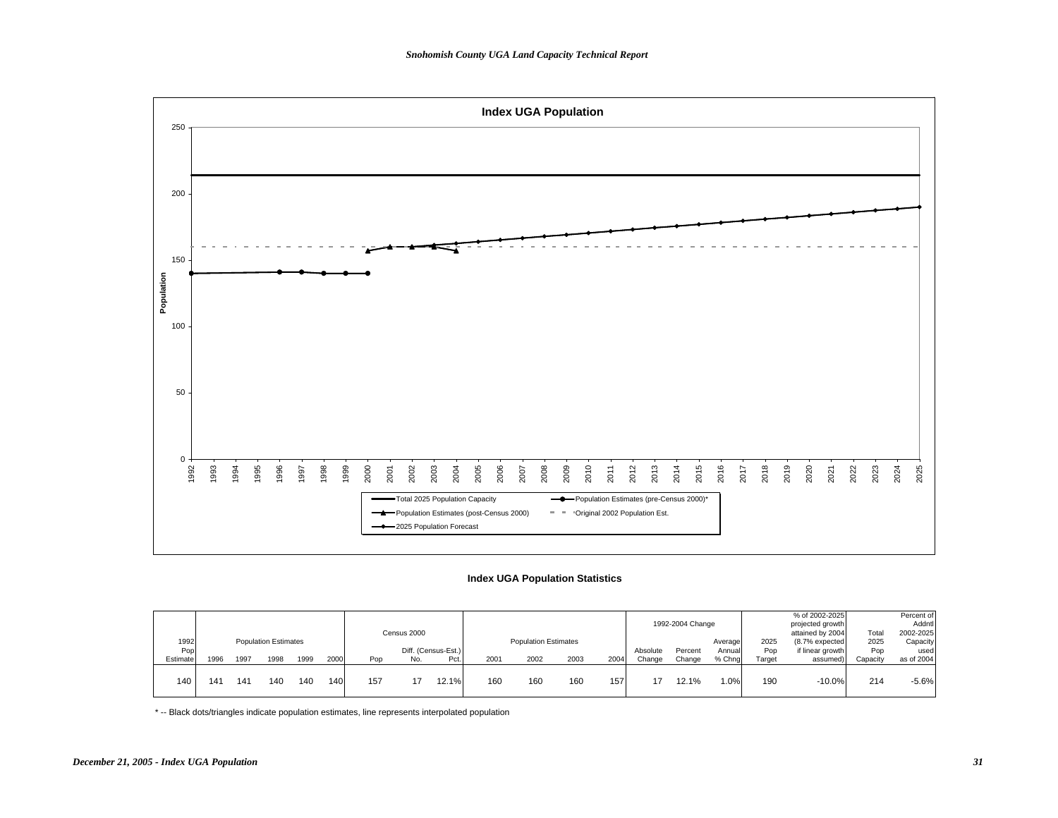## Index UGA Population

Population

250
200
150
100
50
0

1992 1993 1994 1995 1996 1997 1998 1999 2000 2001 2002 2003 2004 2005 2006 2007 2008 2009 2010 2011 2012 2013 2014 2015 2016 2017 2018 2019 2020 2021 2022 2023 2024 2025

- Total 2025 Population Capacity
- Population Estimates (pre-Census 2000)*
- Population Estimates (post-Census 2000)
- Original 2002 Population Est.
- 2025 Population Forecast

### Index UGA Population Statistics

| 1992 Pop Estimate | Population Estimates | | | | | Census 2000 | | | Population Estimates | | | | 1992-2004 Change | | | 2025 Pop Target | % of 2002-2025 projected growth attained by 2004 (8.7% expected if linear growth assumed) | Total 2025 Pop Capacity | Percent of Addntl 2002-2025 Capacity used as of 2004 |
|---|---|---|---|---|---|---|---|---|---|---|---|---|---|---|---|---|---|---|---|
| | 1996 | 1997 | 1998 | 1999 | 2000 | Pop | Diff. (Census-Est.) No. | Diff. (Census-Est.) Pct. | 2001 | 2002 | 2003 | 2004 | Absolute Change | Percent Change | Average Annual % Chng | | | | |
| 140 | 141 | 141 | 140 | 140 | 140 | 157 | 17 | 12.1% | 160 | 160 | 160 | 157 | 17 | 12.1% | 1.0% | 190 | -10.0% | 214 | -5.6% |

\* -- Black dots/triangles indicate population estimates, line represents interpolated population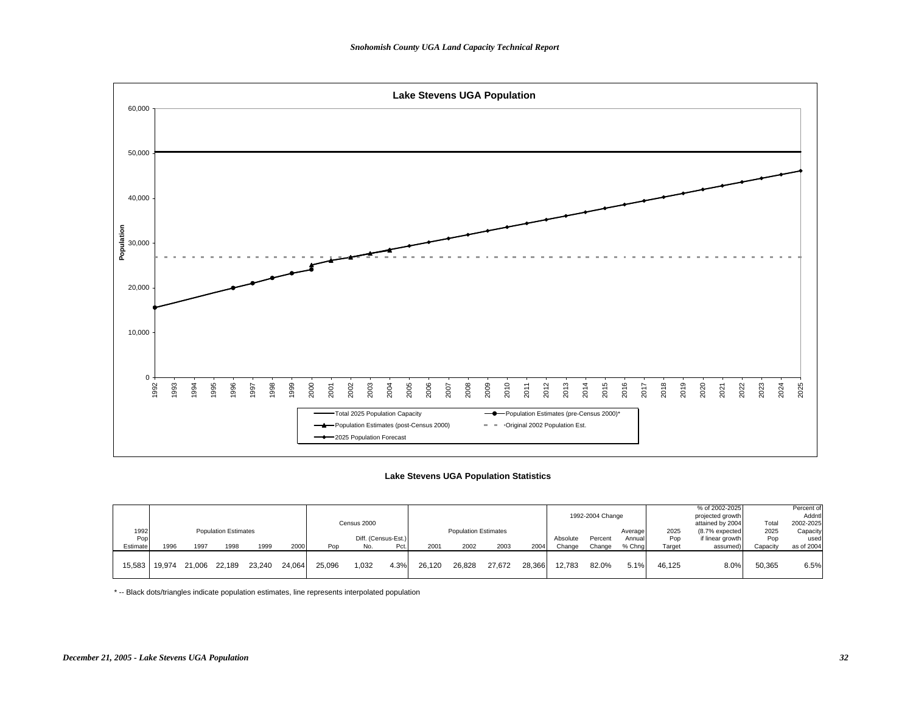## Lake Stevens UGA Population

Population

60,000
50,000
40,000
30,000
20,000
10,000
0

1992 1993 1994 1995 1996 1997 1998 1999 2000 2001 2002 2003 2004 2005 2006 2007 2008 2009 2010 2011 2012 2013 2014 2015 2016 2017 2018 2019 2020 2021 2022 2023 2024 2025

Total 2025 Population Capacity
Population Estimates (pre-Census 2000)*
Population Estimates (post-Census 2000)
Original 2002 Population Est.
2025 Population Forecast

### Lake Stevens UGA Population Statistics

| 1992 Pop Estimate | Population Estimates | | | | | Census 2000 | | | Population Estimates | | | | 1992-2004 Change | | | 2025 Pop Target | % of 2002-2025 projected growth attained by 2004 (8.7% expected if linear growth assumed) | Total 2025 Pop Capacity | Percent of Addntl 2002-2025 Capacity used as of 2004 |
|---|---|---|---|---|---|---|---|---|---|---|---|---|---|---|---|---|---|---|---|
| | 1996 | 1997 | 1998 | 1999 | 2000 | Pop | Diff. (Census-Est.) No. | Diff. (Census-Est.) Pct. | 2001 | 2002 | 2003 | 2004 | Absolute Change | Percent Change | Average Annual % Chng | | | | |
| 15,583 | 19,974 | 21,006 | 22,189 | 23,240 | 24,064 | 25,096 | 1,032 | 4.3% | 26,120 | 26,828 | 27,672 | 28,366 | 12,783 | 82.0% | 5.1% | 46,125 | 8.0% | 50,365 | 6.5% |

* -- Black dots/triangles indicate population estimates, line represents interpolated population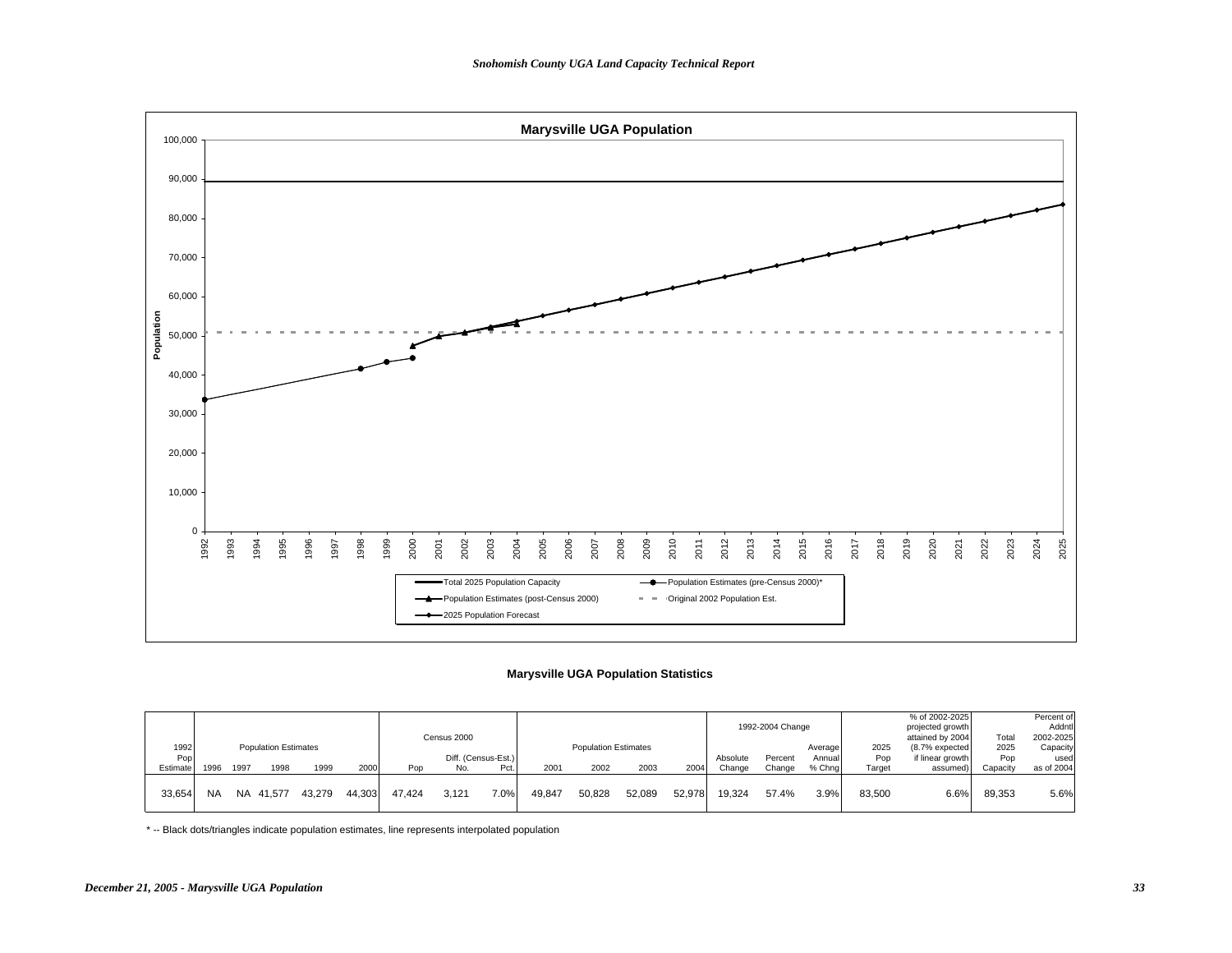## Marysville UGA Population

Total 2025 Population Capacity — Population Estimates (pre-Census 2000)* — Population Estimates (post-Census 2000) — Original 2002 Population Est. — 2025 Population Forecast

### Marysville UGA Population Statistics

| 1992 Pop Estimate | Population Estimates 1996 | 1997 | 1998 | 1999 | 2000 | Census 2000 Pop | Diff. (Census-Est.) No. | Pct. | Population Estimates 2001 | 2002 | 2003 | 2004 | 1992-2004 Change Absolute Change | Percent Change | Average Annual % Chng | 2025 Pop Target | % of 2002-2025 projected growth attained by 2004 (8.7% expected if linear growth assumed) | Total 2025 Pop Capacity | Percent of Addntl 2002-2025 Capacity used as of 2004 |
|---|---|---|---|---|---|---|---|---|---|---|---|---|---|---|---|---|---|---|---|
| 33,654 | NA | NA | 41,577 | 43,279 | 44,303 | 47,424 | 3,121 | 7.0% | 49,847 | 50,828 | 52,089 | 52,978 | 19,324 | 57.4% | 3.9% | 83,500 | 6.6% | 89,353 | 5.6% |

* -- Black dots/triangles indicate population estimates, line represents interpolated population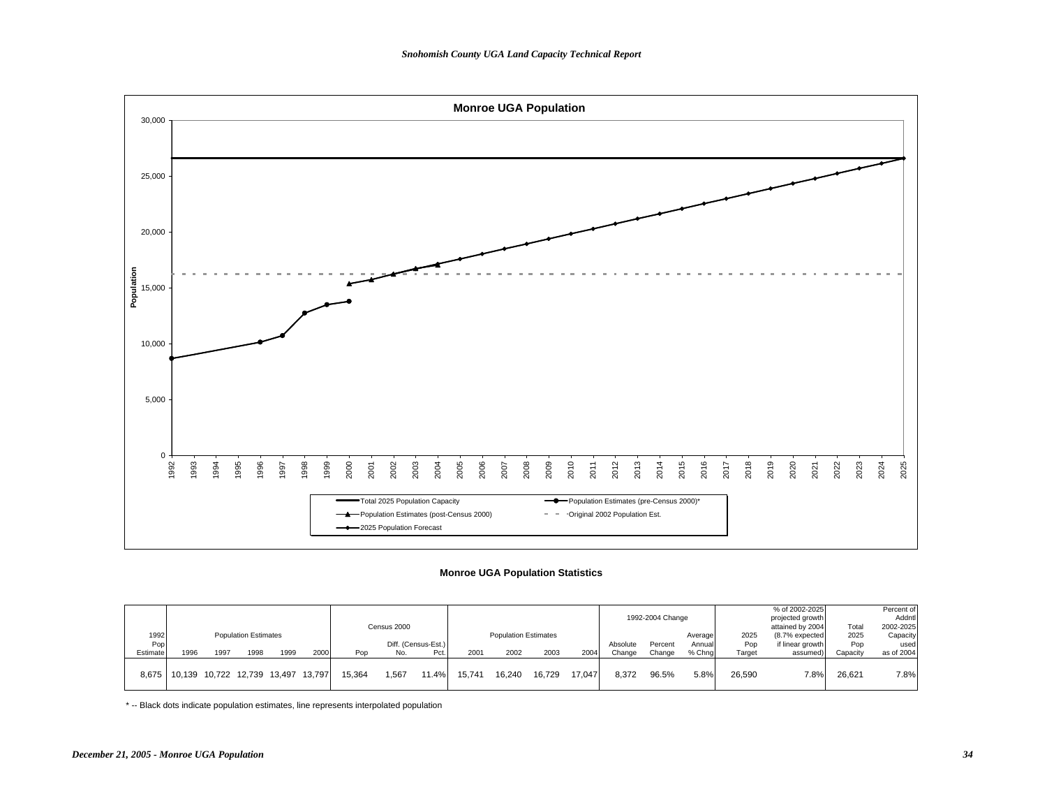## Monroe UGA Population

Population

30,000
25,000
20,000
15,000
10,000
5,000
0

1992 1993 1994 1995 1996 1997 1998 1999 2000 2001 2002 2003 2004 2005 2006 2007 2008 2009 2010 2011 2012 2013 2014 2015 2016 2017 2018 2019 2020 2021 2022 2023 2024 2025

- Total 2025 Population Capacity
- Population Estimates (pre-Census 2000)*
- Population Estimates (post-Census 2000)
- Original 2002 Population Est.
- 2025 Population Forecast

### Monroe UGA Population Statistics

| 1992 Pop Estimate | Population Estimates | | | | | Census 2000 | | | Population Estimates | | | | 1992-2004 Change | | | 2025 Pop Target | % of 2002-2025 projected growth attained by 2004 (8.7% expected if linear growth assumed) | Total 2025 Pop Capacity | Percent of Addntl 2002-2025 Capacity used as of 2004 |
|---|---|---|---|---|---|---|---|---|---|---|---|---|---|---|---|---|---|---|---|
| | 1996 | 1997 | 1998 | 1999 | 2000 | Pop | Diff. (Census-Est.) No. | Pct. | 2001 | 2002 | 2003 | 2004 | Absolute Change | Percent Change | Average Annual % Chng | | | | |
| 8,675 | 10,139 | 10,722 | 12,739 | 13,497 | 13,797 | 15,364 | 1,567 | 11.4% | 15,741 | 16,240 | 16,729 | 17,047 | 8,372 | 96.5% | 5.8% | 26,590 | 7.8% | 26,621 | 7.8% |

* -- Black dots indicate population estimates, line represents interpolated population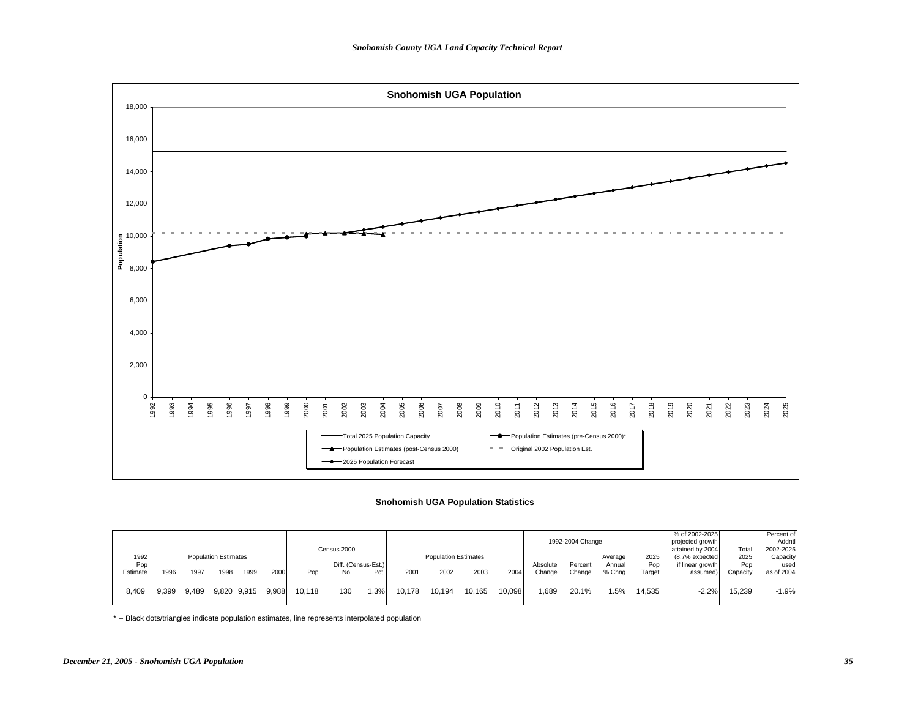## Snohomish UGA Population

Snohomish UGA Population Statistics

| 1992 Pop Estimate | Population Estimates 1996 | 1997 | 1998 | 1999 | 2000 | Census 2000 Pop | Diff. (Census-Est.) No. | Pct. | Population Estimates 2001 | 2002 | 2003 | 2004 | 1992-2004 Change Absolute Change | Percent Change | Average Annual % Chng | 2025 Pop Target | % of 2002-2025 projected growth attained by 2004 (8.7% expected if linear growth assumed) | Total 2025 Pop Capacity | Percent of Addntl 2002-2025 Capacity used as of 2004 |
|---|---|---|---|---|---|---|---|---|---|---|---|---|---|---|---|---|---|---|---|
| 8,409 | 9,399 | 9,489 | 9,820 | 9,915 | 9,988 | 10,118 | 130 | 1.3% | 10,178 | 10,194 | 10,165 | 10,098 | 1,689 | 20.1% | 1.5% | 14,535 | -2.2% | 15,239 | -1.9% |

* -- Black dots/triangles indicate population estimates, line represents interpolated population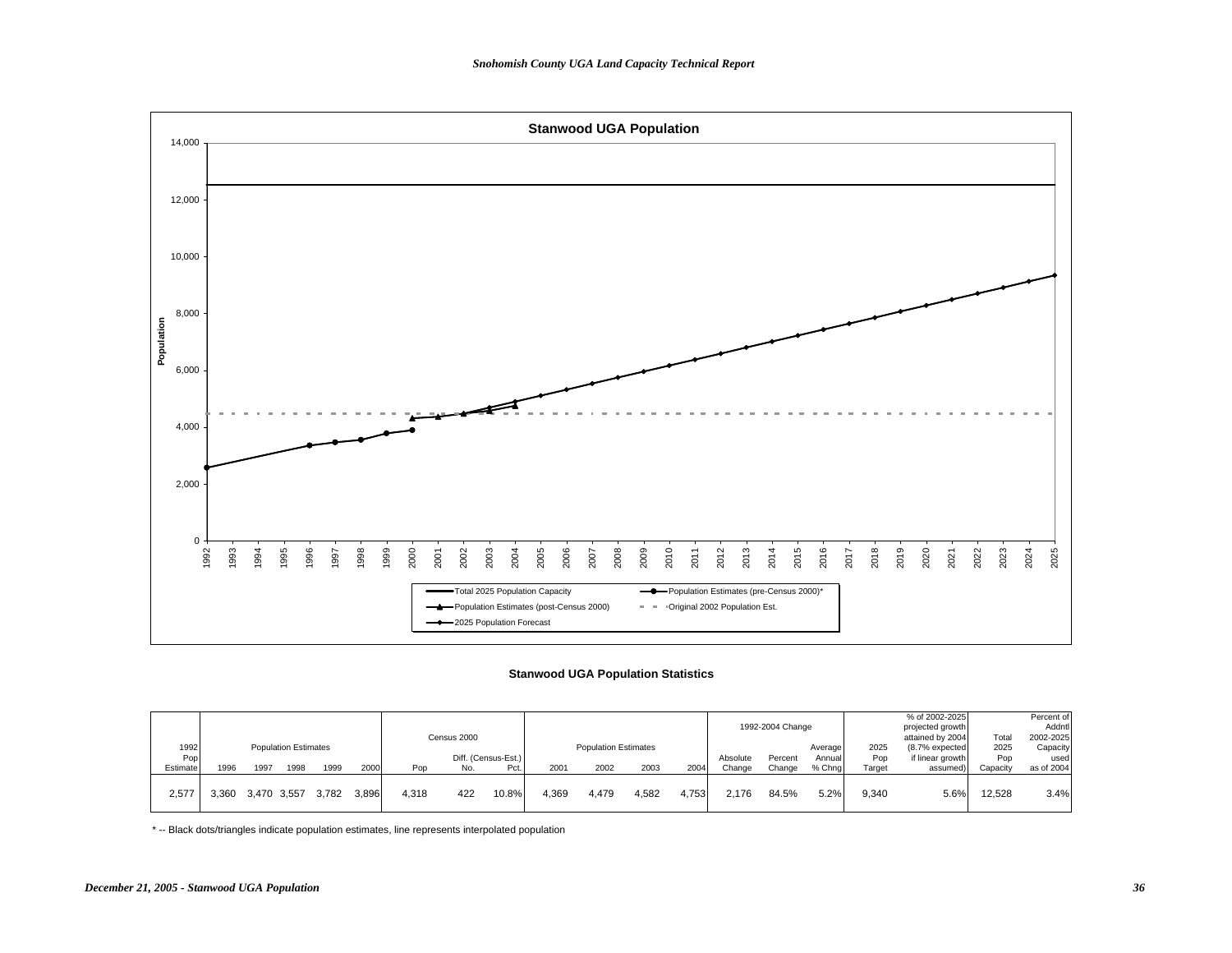## Stanwood UGA Population

Population

Legend: Total 2025 Population Capacity; Population Estimates (pre-Census 2000)*; Population Estimates (post-Census 2000); Original 2002 Population Est.; 2025 Population Forecast

### Stanwood UGA Population Statistics

| 1992 Pop Estimate | Population Estimates | | | | | Census 2000 | | | Population Estimates | | | | 1992-2004 Change | | | 2025 Pop Target | % of 2002-2025 projected growth attained by 2004 (8.7% expected if linear growth assumed) | Total 2025 Pop Capacity | Percent of Addntl 2002-2025 Capacity used as of 2004 |
|---|---|---|---|---|---|---|---|---|---|---|---|---|---|---|---|---|---|---|---|
| | 1996 | 1997 | 1998 | 1999 | 2000 | Pop | Diff. (Census-Est.) No. | Diff. (Census-Est.) Pct. | 2001 | 2002 | 2003 | 2004 | Absolute Change | Percent Change | Average Annual % Chng | | | | |
| 2,577 | 3,360 | 3,470 | 3,557 | 3,782 | 3,896 | 4,318 | 422 | 10.8% | 4,369 | 4,479 | 4,582 | 4,753 | 2,176 | 84.5% | 5.2% | 9,340 | 5.6% | 12,528 | 3.4% |

\* -- Black dots/triangles indicate population estimates, line represents interpolated population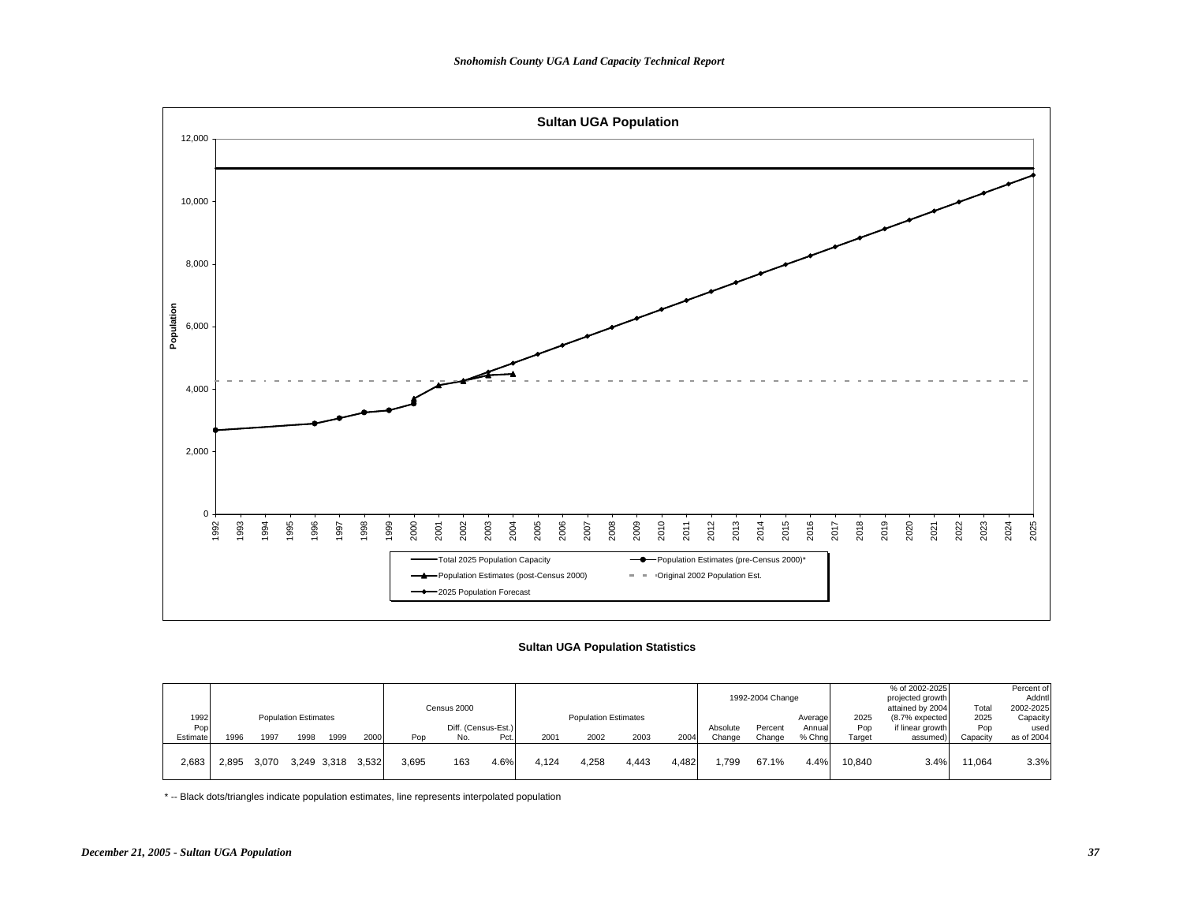## Sultan UGA Population

Population

Total 2025 Population Capacity — Population Estimates (pre-Census 2000)* — Population Estimates (post-Census 2000) — Original 2002 Population Est. — 2025 Population Forecast

### Sultan UGA Population Statistics

| 1992 Pop Estimate | Population Estimates | | | | | Census 2000 | | | Population Estimates | | | | 1992-2004 Change | | | 2025 Pop Target | % of 2002-2025 projected growth attained by 2004 (8.7% expected if linear growth assumed) | Total 2025 Pop Capacity | Percent of Addntl 2002-2025 Capacity used as of 2004 |
|---|---|---|---|---|---|---|---|---|---|---|---|---|---|---|---|---|---|---|---|
| | 1996 | 1997 | 1998 | 1999 | 2000 | Pop | Diff. (Census-Est.) No. | Diff. (Census-Est.) Pct. | 2001 | 2002 | 2003 | 2004 | Absolute Change | Percent Change | Average Annual % Chng | | | | |
| 2,683 | 2,895 | 3,070 | 3,249 | 3,318 | 3,532 | 3,695 | 163 | 4.6% | 4,124 | 4,258 | 4,443 | 4,482 | 1,799 | 67.1% | 4.4% | 10,840 | 3.4% | 11,064 | 3.3% |

\* -- Black dots/triangles indicate population estimates, line represents interpolated population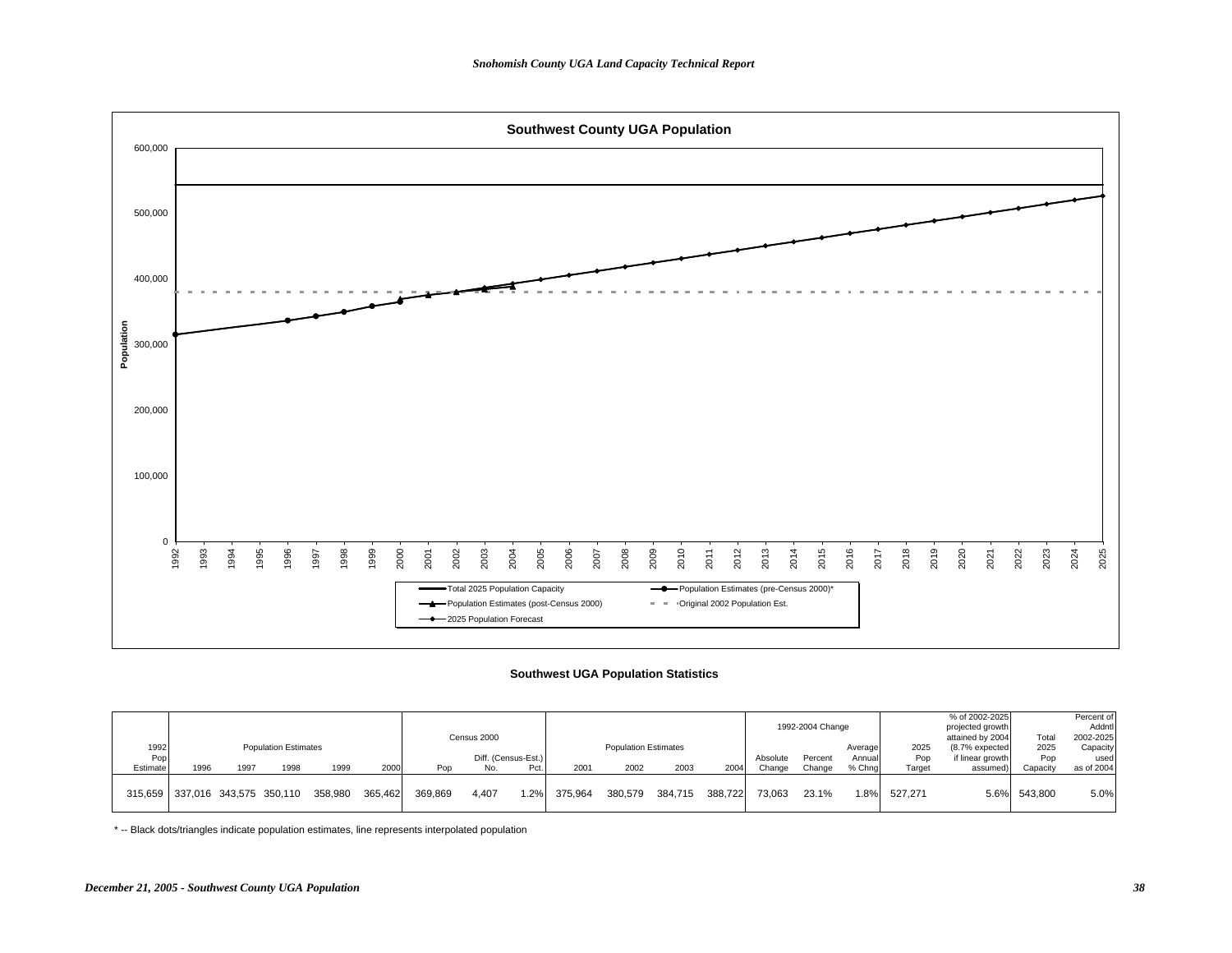## Southwest County UGA Population

Population

600,000
500,000
400,000
300,000
200,000
100,000
0

1992 1993 1994 1995 1996 1997 1998 1999 2000 2001 2002 2003 2004 2005 2006 2007 2008 2009 2010 2011 2012 2013 2014 2015 2016 2017 2018 2019 2020 2021 2022 2023 2024 2025

- Total 2025 Population Capacity
- Population Estimates (pre-Census 2000)*
- Population Estimates (post-Census 2000)
- Original 2002 Population Est.
- 2025 Population Forecast

### Southwest UGA Population Statistics

| 1992 Pop Estimate | Population Estimates | | | | | Census 2000 | | | Population Estimates | | | | 1992-2004 Change | | | 2025 Pop Target | % of 2002-2025 projected growth attained by 2004 (8.7% expected if linear growth assumed) | Total 2025 Pop Capacity | Percent of Addntl 2002-2025 Capacity used as of 2004 |
|---|---|---|---|---|---|---|---|---|---|---|---|---|---|---|---|---|---|---|---|
| | 1996 | 1997 | 1998 | 1999 | 2000 | Pop | Diff. (Census-Est.) No. | Diff. (Census-Est.) Pct. | 2001 | 2002 | 2003 | 2004 | Absolute Change | Percent Change | Average Annual % Chng | | | | |
| 315,659 | 337,016 | 343,575 | 350,110 | 358,980 | 365,462 | 369,869 | 4,407 | 1.2% | 375,964 | 380,579 | 384,715 | 388,722 | 73,063 | 23.1% | 1.8% | 527,271 | 5.6% | 543,800 | 5.0% |

* -- Black dots/triangles indicate population estimates, line represents interpolated population

*December 21, 2005 - Southwest County UGA Population*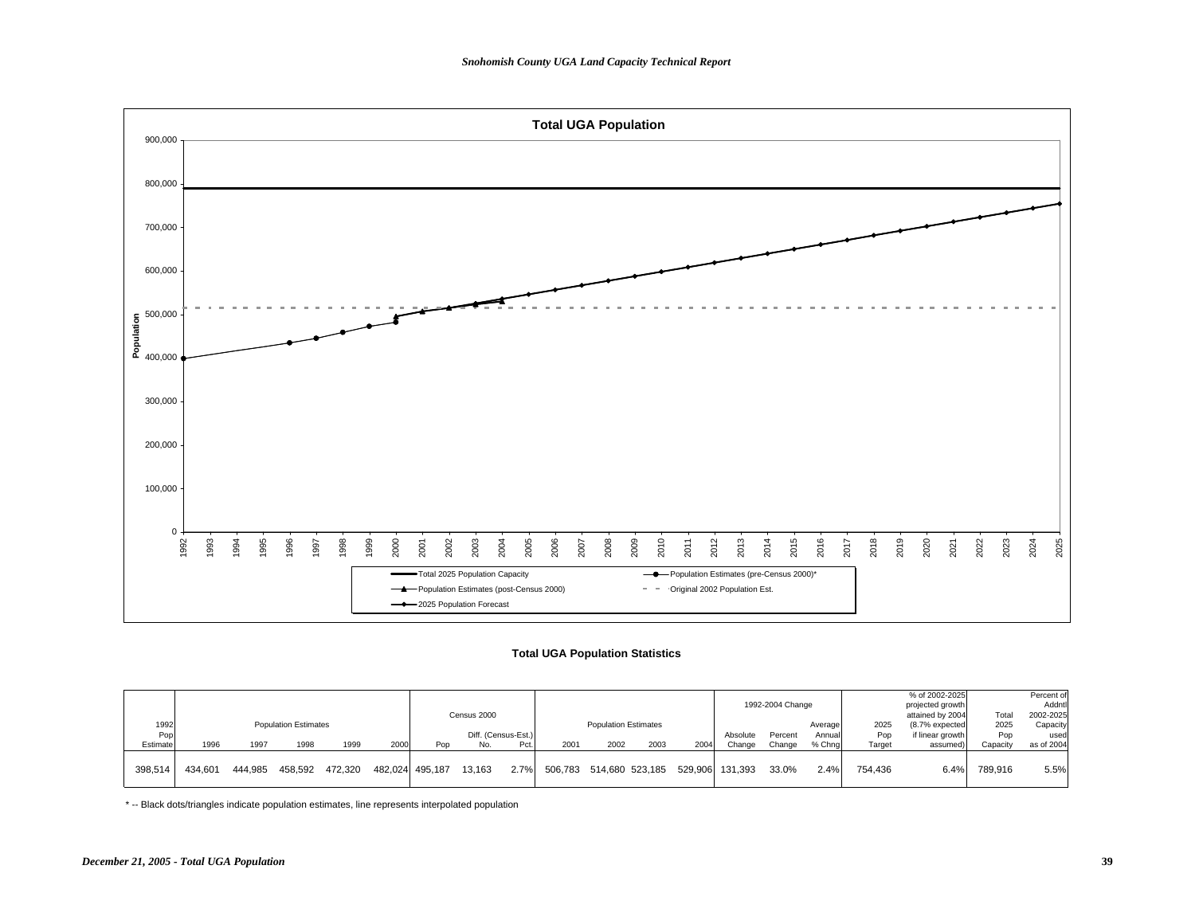## Total UGA Population

900,000
800,000
700,000
600,000
500,000
400,000
300,000
200,000
100,000
0

Population

1992 1993 1994 1995 1996 1997 1998 1999 2000 2001 2002 2003 2004 2005 2006 2007 2008 2009 2010 2011 2012 2013 2014 2015 2016 2017 2018 2019 2020 2021 2022 2023 2024 2025

Total 2025 Population Capacity
Population Estimates (pre-Census 2000)*
Population Estimates (post-Census 2000)
Original 2002 Population Est.
2025 Population Forecast

### Total UGA Population Statistics

| 1992 Pop Estimate | Population Estimates | | | | | Census 2000 | | | Population Estimates | | | | 1992-2004 Change | | | 2025 Pop Target | % of 2002-2025 projected growth attained by 2004 (8.7% expected if linear growth assumed) | Total 2025 Pop Capacity | Percent of Addntl 2002-2025 Capacity used as of 2004 |
|---|---|---|---|---|---|---|---|---|---|---|---|---|---|---|---|---|---|---|---|
| | 1996 | 1997 | 1998 | 1999 | 2000 | Pop | Diff. (Census-Est.) No. | Diff. (Census-Est.) Pct. | 2001 | 2002 | 2003 | 2004 | Absolute Change | Percent Change | Average Annual % Chng | | | | |
| 398,514 | 434,601 | 444,985 | 458,592 | 472,320 | 482,024 | 495,187 | 13,163 | 2.7% | 506,783 | 514,680 | 523,185 | 529,906 | 131,393 | 33.0% | 2.4% | 754,436 | 6.4% | 789,916 | 5.5% |

\* -- Black dots/triangles indicate population estimates, line represents interpolated population